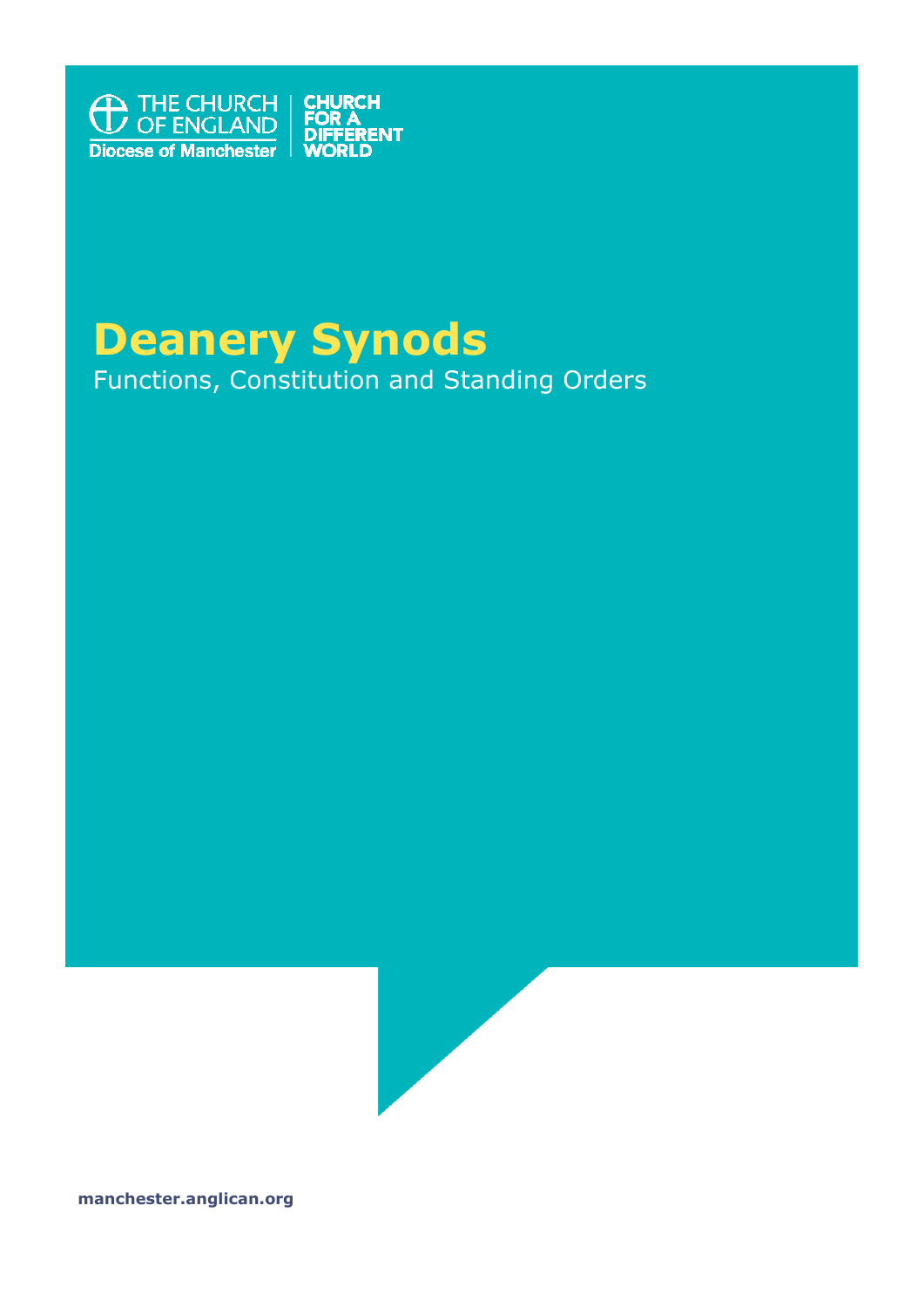THE CHURCH OF ENGLAND
Diocese of Manchester

CHURCH FOR A DIFFERENT WORLD

# Deanery Synods

Functions, Constitution and Standing Orders

manchester.anglican.org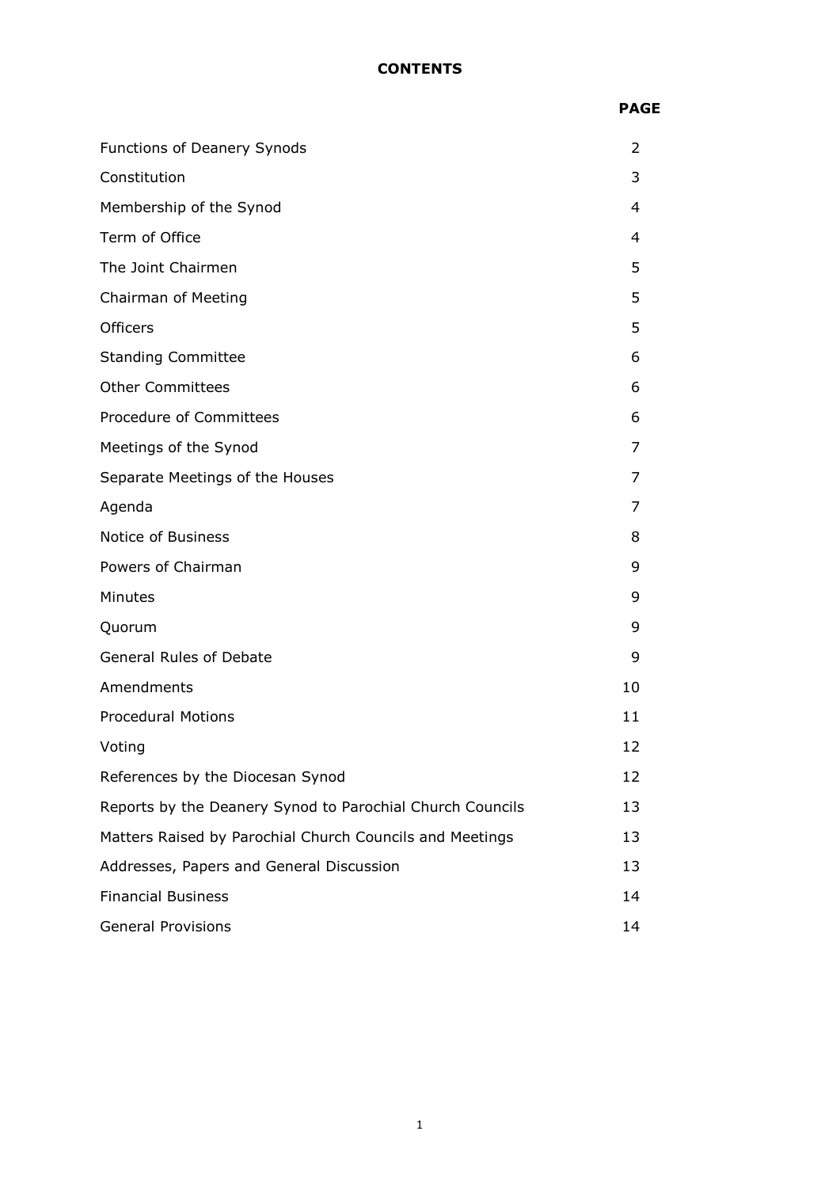## CONTENTS

| | PAGE |
|---|---|
| Functions of Deanery Synods | 2 |
| Constitution | 3 |
| Membership of the Synod | 4 |
| Term of Office | 4 |
| The Joint Chairmen | 5 |
| Chairman of Meeting | 5 |
| Officers | 5 |
| Standing Committee | 6 |
| Other Committees | 6 |
| Procedure of Committees | 6 |
| Meetings of the Synod | 7 |
| Separate Meetings of the Houses | 7 |
| Agenda | 7 |
| Notice of Business | 8 |
| Powers of Chairman | 9 |
| Minutes | 9 |
| Quorum | 9 |
| General Rules of Debate | 9 |
| Amendments | 10 |
| Procedural Motions | 11 |
| Voting | 12 |
| References by the Diocesan Synod | 12 |
| Reports by the Deanery Synod to Parochial Church Councils | 13 |
| Matters Raised by Parochial Church Councils and Meetings | 13 |
| Addresses, Papers and General Discussion | 13 |
| Financial Business | 14 |
| General Provisions | 14 |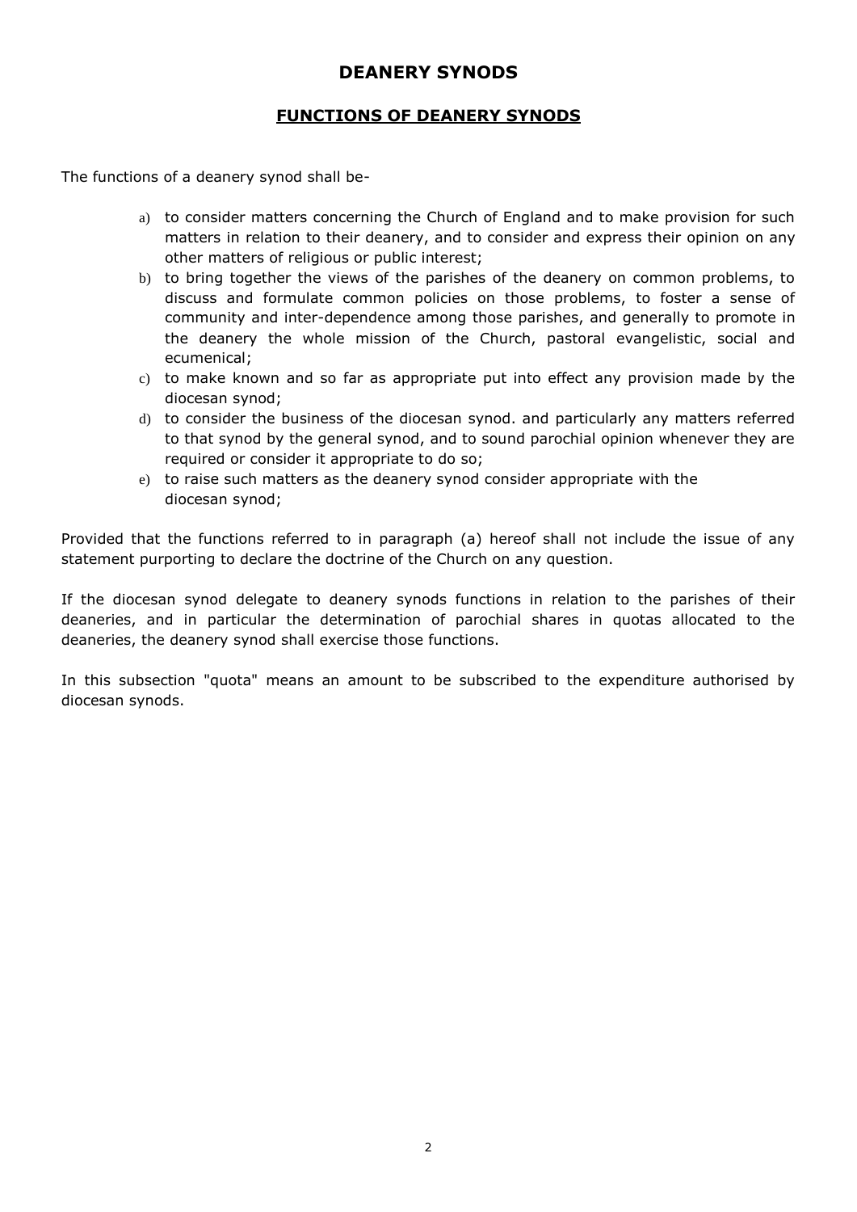# DEANERY SYNODS

## FUNCTIONS OF DEANERY SYNODS

The functions of a deanery synod shall be-

a) to consider matters concerning the Church of England and to make provision for such matters in relation to their deanery, and to consider and express their opinion on any other matters of religious or public interest;
b) to bring together the views of the parishes of the deanery on common problems, to discuss and formulate common policies on those problems, to foster a sense of community and inter-dependence among those parishes, and generally to promote in the deanery the whole mission of the Church, pastoral evangelistic, social and ecumenical;
c) to make known and so far as appropriate put into effect any provision made by the diocesan synod;
d) to consider the business of the diocesan synod. and particularly any matters referred to that synod by the general synod, and to sound parochial opinion whenever they are required or consider it appropriate to do so;
e) to raise such matters as the deanery synod consider appropriate with the diocesan synod;

Provided that the functions referred to in paragraph (a) hereof shall not include the issue of any statement purporting to declare the doctrine of the Church on any question.

If the diocesan synod delegate to deanery synods functions in relation to the parishes of their deaneries, and in particular the determination of parochial shares in quotas allocated to the deaneries, the deanery synod shall exercise those functions.

In this subsection "quota" means an amount to be subscribed to the expenditure authorised by diocesan synods.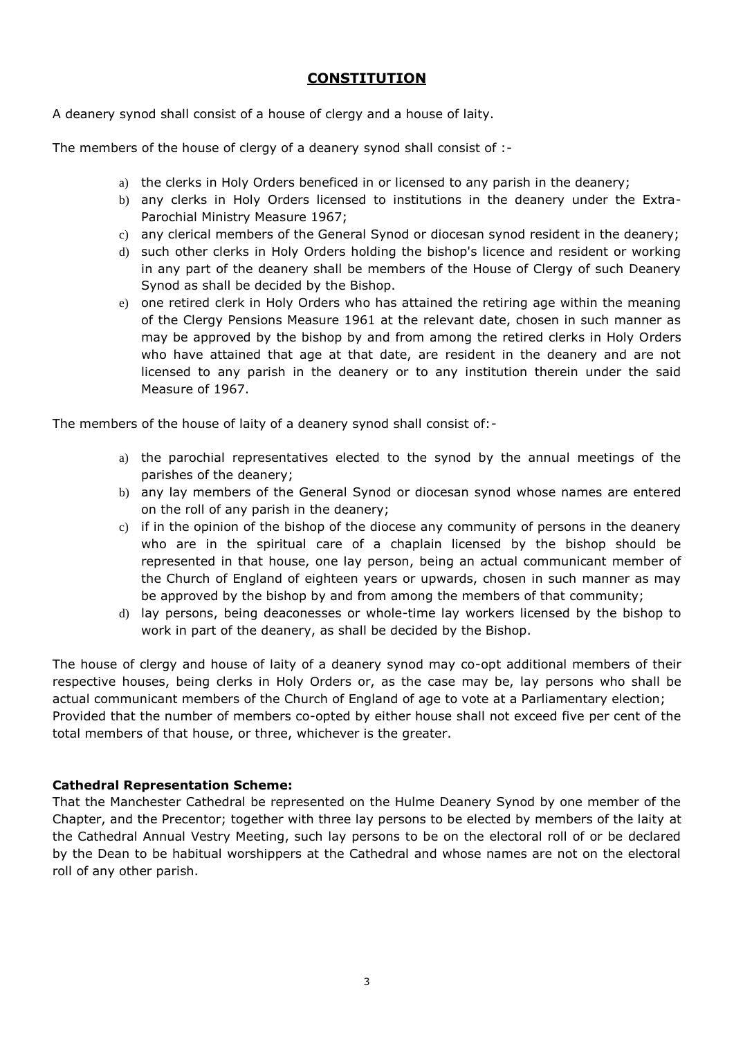# CONSTITUTION

A deanery synod shall consist of a house of clergy and a house of laity.

The members of the house of clergy of a deanery synod shall consist of :-

a) the clerks in Holy Orders beneficed in or licensed to any parish in the deanery;
b) any clerks in Holy Orders licensed to institutions in the deanery under the Extra-Parochial Ministry Measure 1967;
c) any clerical members of the General Synod or diocesan synod resident in the deanery;
d) such other clerks in Holy Orders holding the bishop's licence and resident or working in any part of the deanery shall be members of the House of Clergy of such Deanery Synod as shall be decided by the Bishop.
e) one retired clerk in Holy Orders who has attained the retiring age within the meaning of the Clergy Pensions Measure 1961 at the relevant date, chosen in such manner as may be approved by the bishop by and from among the retired clerks in Holy Orders who have attained that age at that date, are resident in the deanery and are not licensed to any parish in the deanery or to any institution therein under the said Measure of 1967.

The members of the house of laity of a deanery synod shall consist of:-

a) the parochial representatives elected to the synod by the annual meetings of the parishes of the deanery;
b) any lay members of the General Synod or diocesan synod whose names are entered on the roll of any parish in the deanery;
c) if in the opinion of the bishop of the diocese any community of persons in the deanery who are in the spiritual care of a chaplain licensed by the bishop should be represented in that house, one lay person, being an actual communicant member of the Church of England of eighteen years or upwards, chosen in such manner as may be approved by the bishop by and from among the members of that community;
d) lay persons, being deaconesses or whole-time lay workers licensed by the bishop to work in part of the deanery, as shall be decided by the Bishop.

The house of clergy and house of laity of a deanery synod may co-opt additional members of their respective houses, being clerks in Holy Orders or, as the case may be, lay persons who shall be actual communicant members of the Church of England of age to vote at a Parliamentary election;
Provided that the number of members co-opted by either house shall not exceed five per cent of the total members of that house, or three, whichever is the greater.

**Cathedral Representation Scheme:**
That the Manchester Cathedral be represented on the Hulme Deanery Synod by one member of the Chapter, and the Precentor; together with three lay persons to be elected by members of the laity at the Cathedral Annual Vestry Meeting, such lay persons to be on the electoral roll of or be declared by the Dean to be habitual worshippers at the Cathedral and whose names are not on the electoral roll of any other parish.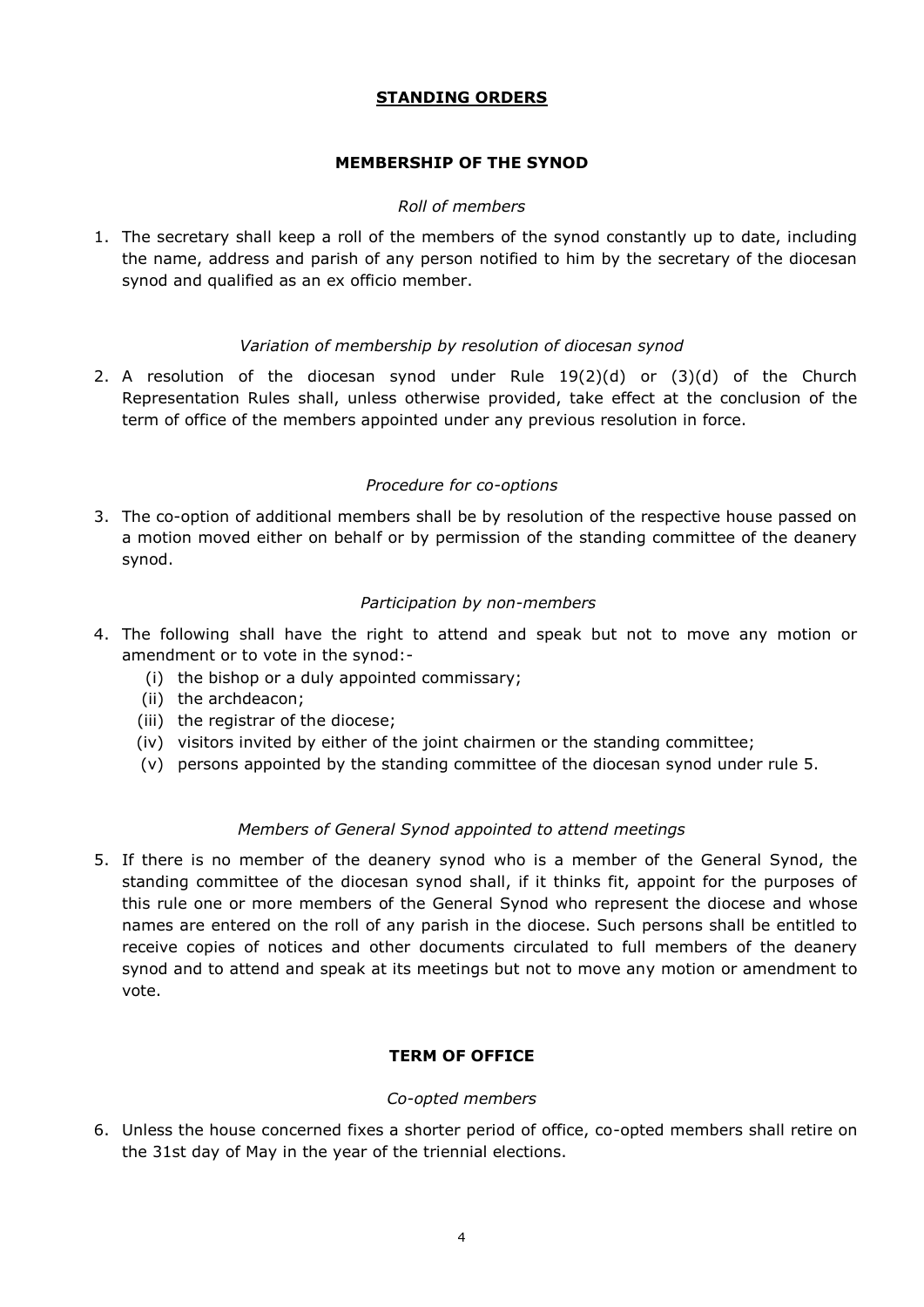## STANDING ORDERS

### MEMBERSHIP OF THE SYNOD

*Roll of members*

1. The secretary shall keep a roll of the members of the synod constantly up to date, including the name, address and parish of any person notified to him by the secretary of the diocesan synod and qualified as an ex officio member.

*Variation of membership by resolution of diocesan synod*

2. A resolution of the diocesan synod under Rule 19(2)(d) or (3)(d) of the Church Representation Rules shall, unless otherwise provided, take effect at the conclusion of the term of office of the members appointed under any previous resolution in force.

*Procedure for co-options*

3. The co-option of additional members shall be by resolution of the respective house passed on a motion moved either on behalf or by permission of the standing committee of the deanery synod.

*Participation by non-members*

4. The following shall have the right to attend and speak but not to move any motion or amendment or to vote in the synod:-
   (i) the bishop or a duly appointed commissary;
   (ii) the archdeacon;
   (iii) the registrar of the diocese;
   (iv) visitors invited by either of the joint chairmen or the standing committee;
   (v) persons appointed by the standing committee of the diocesan synod under rule 5.

*Members of General Synod appointed to attend meetings*

5. If there is no member of the deanery synod who is a member of the General Synod, the standing committee of the diocesan synod shall, if it thinks fit, appoint for the purposes of this rule one or more members of the General Synod who represent the diocese and whose names are entered on the roll of any parish in the diocese. Such persons shall be entitled to receive copies of notices and other documents circulated to full members of the deanery synod and to attend and speak at its meetings but not to move any motion or amendment to vote.

### TERM OF OFFICE

*Co-opted members*

6. Unless the house concerned fixes a shorter period of office, co-opted members shall retire on the 31st day of May in the year of the triennial elections.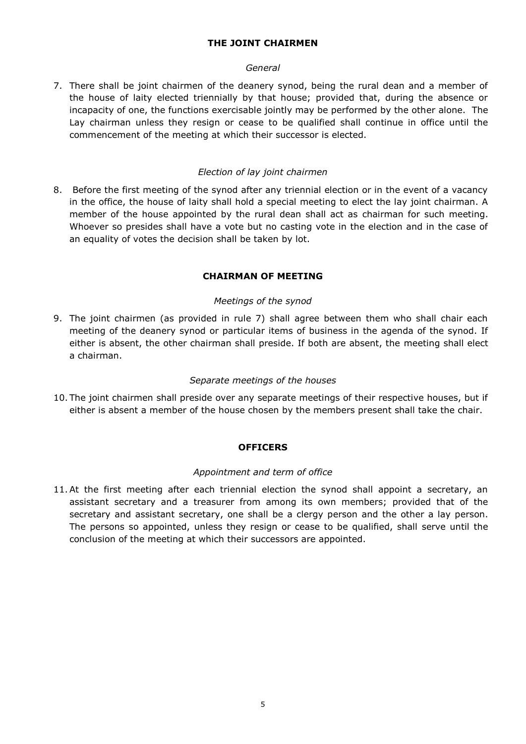## THE JOINT CHAIRMEN

*General*

7. There shall be joint chairmen of the deanery synod, being the rural dean and a member of the house of laity elected triennially by that house; provided that, during the absence or incapacity of one, the functions exercisable jointly may be performed by the other alone. The Lay chairman unless they resign or cease to be qualified shall continue in office until the commencement of the meeting at which their successor is elected.

*Election of lay joint chairmen*

8. Before the first meeting of the synod after any triennial election or in the event of a vacancy in the office, the house of laity shall hold a special meeting to elect the lay joint chairman. A member of the house appointed by the rural dean shall act as chairman for such meeting. Whoever so presides shall have a vote but no casting vote in the election and in the case of an equality of votes the decision shall be taken by lot.

## CHAIRMAN OF MEETING

*Meetings of the synod*

9. The joint chairmen (as provided in rule 7) shall agree between them who shall chair each meeting of the deanery synod or particular items of business in the agenda of the synod. If either is absent, the other chairman shall preside. If both are absent, the meeting shall elect a chairman.

*Separate meetings of the houses*

10. The joint chairmen shall preside over any separate meetings of their respective houses, but if either is absent a member of the house chosen by the members present shall take the chair.

## OFFICERS

*Appointment and term of office*

11. At the first meeting after each triennial election the synod shall appoint a secretary, an assistant secretary and a treasurer from among its own members; provided that of the secretary and assistant secretary, one shall be a clergy person and the other a lay person. The persons so appointed, unless they resign or cease to be qualified, shall serve until the conclusion of the meeting at which their successors are appointed.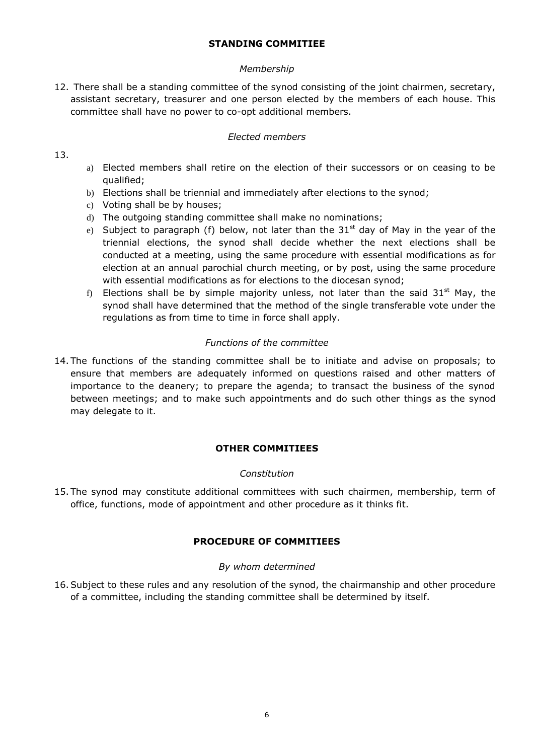## STANDING COMMITIEE

*Membership*

12. There shall be a standing committee of the synod consisting of the joint chairmen, secretary, assistant secretary, treasurer and one person elected by the members of each house. This committee shall have no power to co-opt additional members.

*Elected members*

13.

a) Elected members shall retire on the election of their successors or on ceasing to be qualified;
b) Elections shall be triennial and immediately after elections to the synod;
c) Voting shall be by houses;
d) The outgoing standing committee shall make no nominations;
e) Subject to paragraph (f) below, not later than the 31st day of May in the year of the triennial elections, the synod shall decide whether the next elections shall be conducted at a meeting, using the same procedure with essential modifications as for election at an annual parochial church meeting, or by post, using the same procedure with essential modifications as for elections to the diocesan synod;
f) Elections shall be by simple majority unless, not later than the said 31st May, the synod shall have determined that the method of the single transferable vote under the regulations as from time to time in force shall apply.

*Functions of the committee*

14. The functions of the standing committee shall be to initiate and advise on proposals; to ensure that members are adequately informed on questions raised and other matters of importance to the deanery; to prepare the agenda; to transact the business of the synod between meetings; and to make such appointments and do such other things as the synod may delegate to it.

## OTHER COMMITIEES

*Constitution*

15. The synod may constitute additional committees with such chairmen, membership, term of office, functions, mode of appointment and other procedure as it thinks fit.

## PROCEDURE OF COMMITIEES

*By whom determined*

16. Subject to these rules and any resolution of the synod, the chairmanship and other procedure of a committee, including the standing committee shall be determined by itself.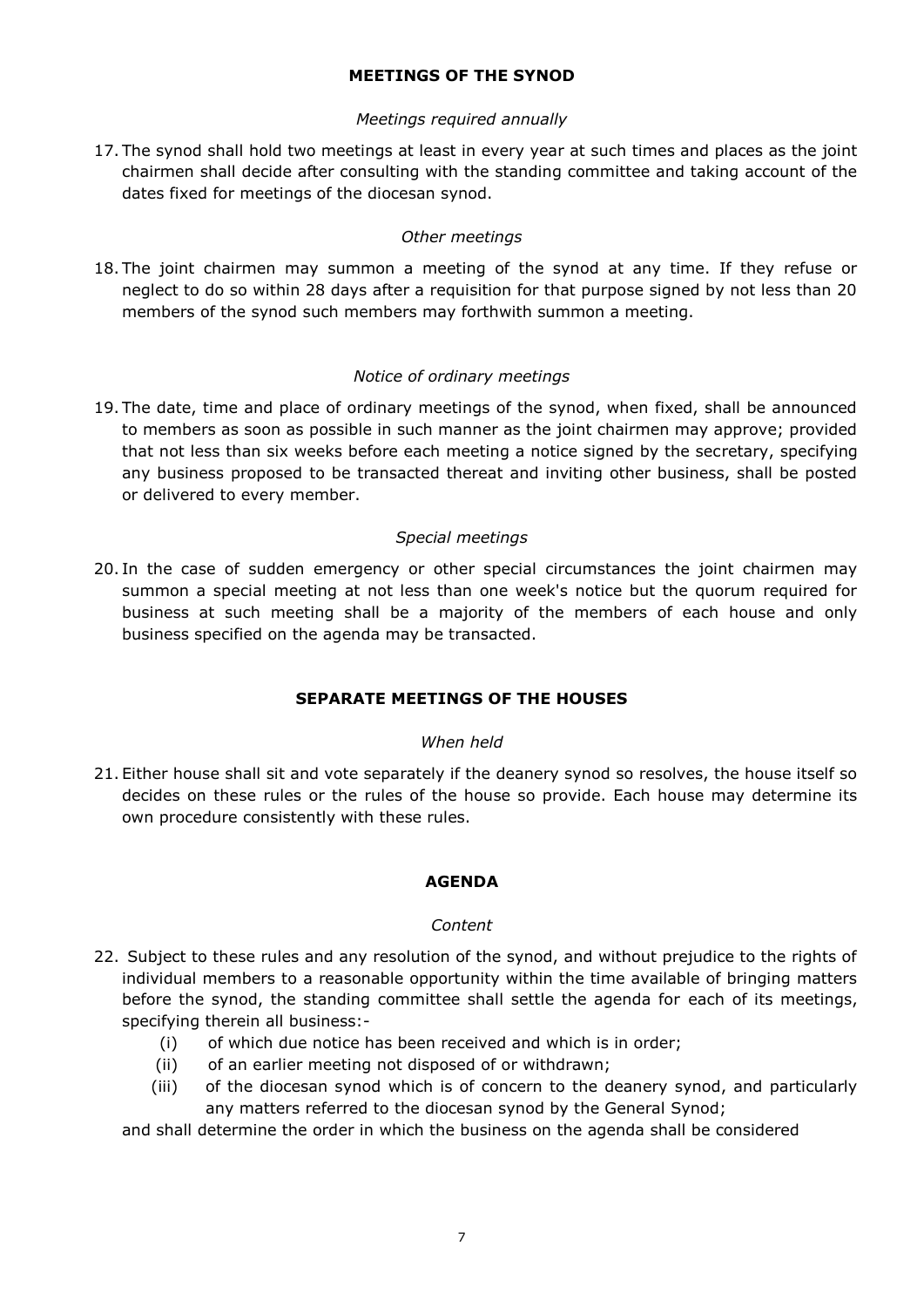## MEETINGS OF THE SYNOD

*Meetings required annually*

17. The synod shall hold two meetings at least in every year at such times and places as the joint chairmen shall decide after consulting with the standing committee and taking account of the dates fixed for meetings of the diocesan synod.

*Other meetings*

18. The joint chairmen may summon a meeting of the synod at any time. If they refuse or neglect to do so within 28 days after a requisition for that purpose signed by not less than 20 members of the synod such members may forthwith summon a meeting.

*Notice of ordinary meetings*

19. The date, time and place of ordinary meetings of the synod, when fixed, shall be announced to members as soon as possible in such manner as the joint chairmen may approve; provided that not less than six weeks before each meeting a notice signed by the secretary, specifying any business proposed to be transacted thereat and inviting other business, shall be posted or delivered to every member.

*Special meetings*

20. In the case of sudden emergency or other special circumstances the joint chairmen may summon a special meeting at not less than one week's notice but the quorum required for business at such meeting shall be a majority of the members of each house and only business specified on the agenda may be transacted.

## SEPARATE MEETINGS OF THE HOUSES

*When held*

21. Either house shall sit and vote separately if the deanery synod so resolves, the house itself so decides on these rules or the rules of the house so provide. Each house may determine its own procedure consistently with these rules.

## AGENDA

*Content*

22. Subject to these rules and any resolution of the synod, and without prejudice to the rights of individual members to a reasonable opportunity within the time available of bringing matters before the synod, the standing committee shall settle the agenda for each of its meetings, specifying therein all business:-
    - (i) of which due notice has been received and which is in order;
    - (ii) of an earlier meeting not disposed of or withdrawn;
    - (iii) of the diocesan synod which is of concern to the deanery synod, and particularly any matters referred to the diocesan synod by the General Synod;

    and shall determine the order in which the business on the agenda shall be considered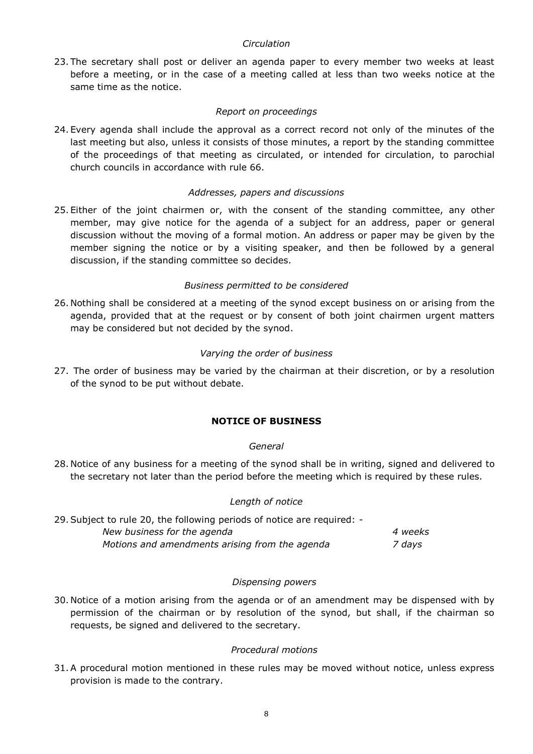*Circulation*

23. The secretary shall post or deliver an agenda paper to every member two weeks at least before a meeting, or in the case of a meeting called at less than two weeks notice at the same time as the notice.

*Report on proceedings*

24. Every agenda shall include the approval as a correct record not only of the minutes of the last meeting but also, unless it consists of those minutes, a report by the standing committee of the proceedings of that meeting as circulated, or intended for circulation, to parochial church councils in accordance with rule 66.

*Addresses, papers and discussions*

25. Either of the joint chairmen or, with the consent of the standing committee, any other member, may give notice for the agenda of a subject for an address, paper or general discussion without the moving of a formal motion. An address or paper may be given by the member signing the notice or by a visiting speaker, and then be followed by a general discussion, if the standing committee so decides.

*Business permitted to be considered*

26. Nothing shall be considered at a meeting of the synod except business on or arising from the agenda, provided that at the request or by consent of both joint chairmen urgent matters may be considered but not decided by the synod.

*Varying the order of business*

27. The order of business may be varied by the chairman at their discretion, or by a resolution of the synod to be put without debate.

## NOTICE OF BUSINESS

*General*

28. Notice of any business for a meeting of the synod shall be in writing, signed and delivered to the secretary not later than the period before the meeting which is required by these rules.

*Length of notice*

29. Subject to rule 20, the following periods of notice are required: -

| | |
|---|---|
| *New business for the agenda* | *4 weeks* |
| *Motions and amendments arising from the agenda* | *7 days* |

*Dispensing powers*

30. Notice of a motion arising from the agenda or of an amendment may be dispensed with by permission of the chairman or by resolution of the synod, but shall, if the chairman so requests, be signed and delivered to the secretary.

*Procedural motions*

31. A procedural motion mentioned in these rules may be moved without notice, unless express provision is made to the contrary.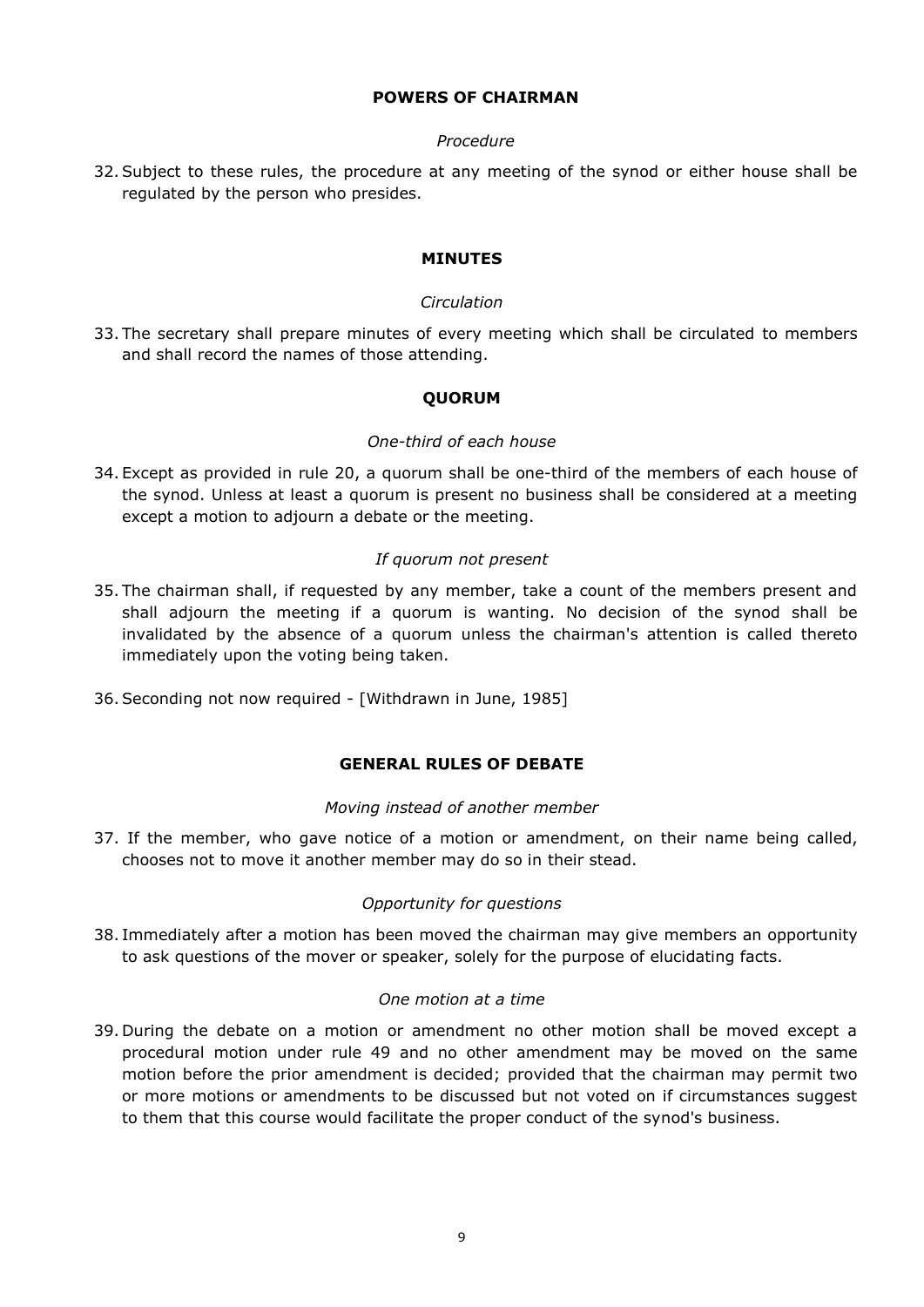## POWERS OF CHAIRMAN

*Procedure*

32. Subject to these rules, the procedure at any meeting of the synod or either house shall be regulated by the person who presides.

## MINUTES

*Circulation*

33. The secretary shall prepare minutes of every meeting which shall be circulated to members and shall record the names of those attending.

## QUORUM

*One-third of each house*

34. Except as provided in rule 20, a quorum shall be one-third of the members of each house of the synod. Unless at least a quorum is present no business shall be considered at a meeting except a motion to adjourn a debate or the meeting.

*If quorum not present*

35. The chairman shall, if requested by any member, take a count of the members present and shall adjourn the meeting if a quorum is wanting. No decision of the synod shall be invalidated by the absence of a quorum unless the chairman's attention is called thereto immediately upon the voting being taken.

36. Seconding not now required - [Withdrawn in June, 1985]

## GENERAL RULES OF DEBATE

*Moving instead of another member*

37. If the member, who gave notice of a motion or amendment, on their name being called, chooses not to move it another member may do so in their stead.

*Opportunity for questions*

38. Immediately after a motion has been moved the chairman may give members an opportunity to ask questions of the mover or speaker, solely for the purpose of elucidating facts.

*One motion at a time*

39. During the debate on a motion or amendment no other motion shall be moved except a procedural motion under rule 49 and no other amendment may be moved on the same motion before the prior amendment is decided; provided that the chairman may permit two or more motions or amendments to be discussed but not voted on if circumstances suggest to them that this course would facilitate the proper conduct of the synod's business.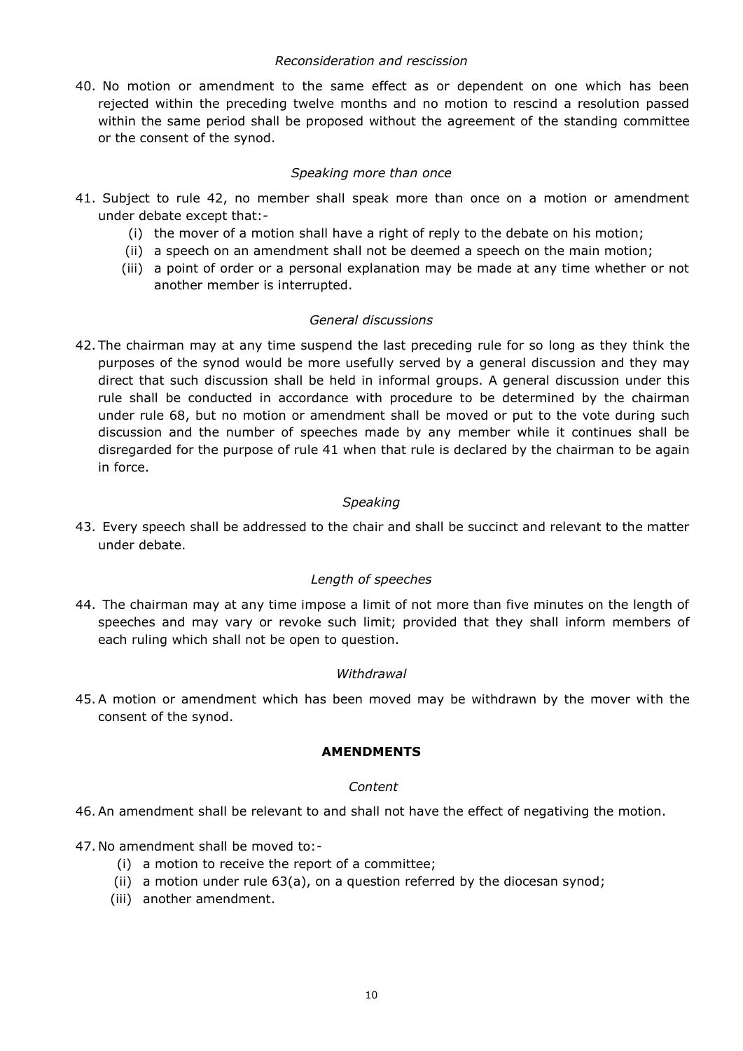*Reconsideration and rescission*

40. No motion or amendment to the same effect as or dependent on one which has been rejected within the preceding twelve months and no motion to rescind a resolution passed within the same period shall be proposed without the agreement of the standing committee or the consent of the synod.

*Speaking more than once*

41. Subject to rule 42, no member shall speak more than once on a motion or amendment under debate except that:-
    (i) the mover of a motion shall have a right of reply to the debate on his motion;
    (ii) a speech on an amendment shall not be deemed a speech on the main motion;
    (iii) a point of order or a personal explanation may be made at any time whether or not another member is interrupted.

*General discussions*

42. The chairman may at any time suspend the last preceding rule for so long as they think the purposes of the synod would be more usefully served by a general discussion and they may direct that such discussion shall be held in informal groups. A general discussion under this rule shall be conducted in accordance with procedure to be determined by the chairman under rule 68, but no motion or amendment shall be moved or put to the vote during such discussion and the number of speeches made by any member while it continues shall be disregarded for the purpose of rule 41 when that rule is declared by the chairman to be again in force.

*Speaking*

43. Every speech shall be addressed to the chair and shall be succinct and relevant to the matter under debate.

*Length of speeches*

44. The chairman may at any time impose a limit of not more than five minutes on the length of speeches and may vary or revoke such limit; provided that they shall inform members of each ruling which shall not be open to question.

*Withdrawal*

45. A motion or amendment which has been moved may be withdrawn by the mover with the consent of the synod.

**AMENDMENTS**

*Content*

46. An amendment shall be relevant to and shall not have the effect of negativing the motion.

47. No amendment shall be moved to:-
    (i) a motion to receive the report of a committee;
    (ii) a motion under rule 63(a), on a question referred by the diocesan synod;
    (iii) another amendment.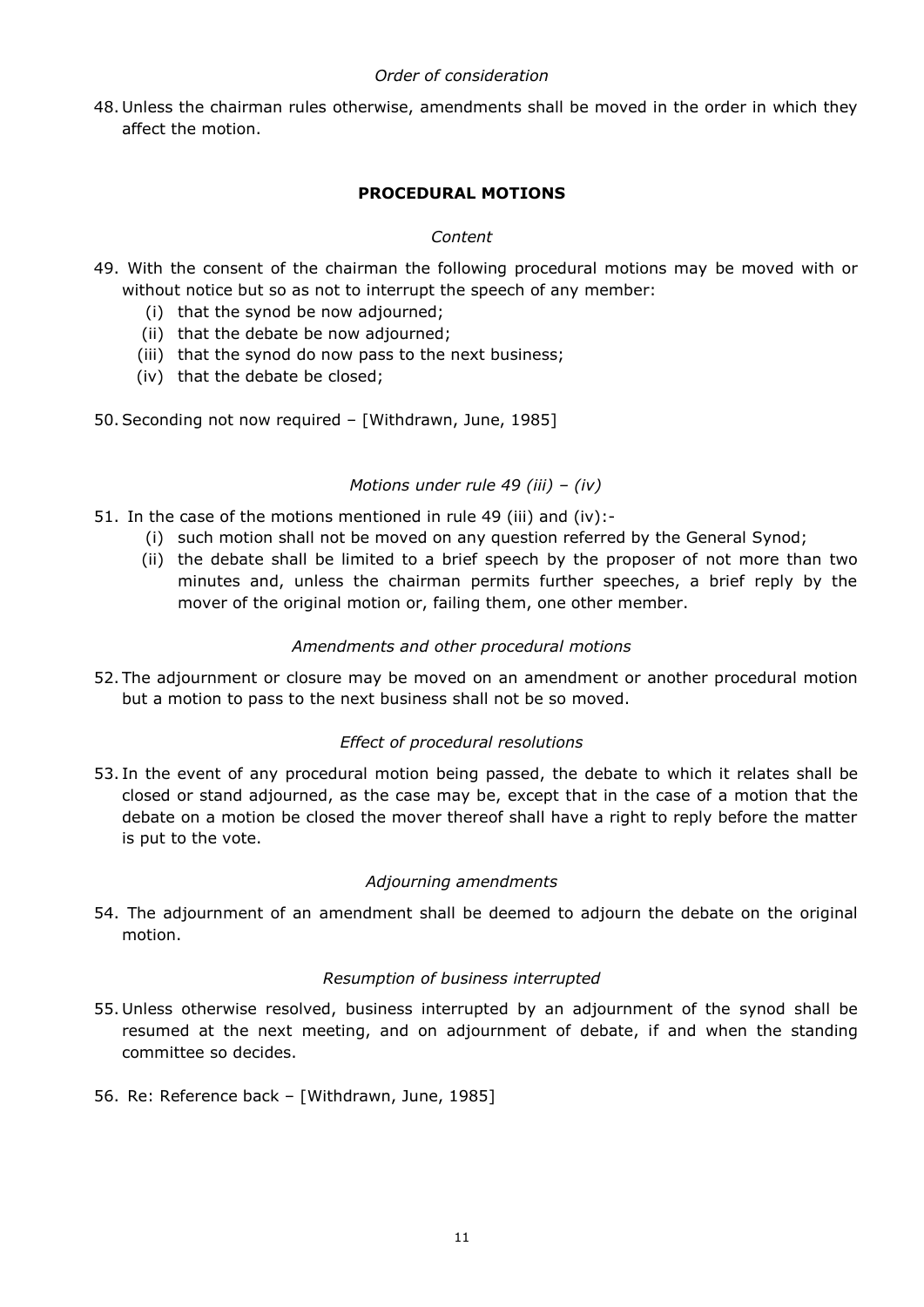*Order of consideration*

48. Unless the chairman rules otherwise, amendments shall be moved in the order in which they affect the motion.

## PROCEDURAL MOTIONS

*Content*

49. With the consent of the chairman the following procedural motions may be moved with or without notice but so as not to interrupt the speech of any member:
    - (i) that the synod be now adjourned;
    - (ii) that the debate be now adjourned;
    - (iii) that the synod do now pass to the next business;
    - (iv) that the debate be closed;

50. Seconding not now required – [Withdrawn, June, 1985]

*Motions under rule 49 (iii) – (iv)*

51. In the case of the motions mentioned in rule 49 (iii) and (iv):-
    - (i) such motion shall not be moved on any question referred by the General Synod;
    - (ii) the debate shall be limited to a brief speech by the proposer of not more than two minutes and, unless the chairman permits further speeches, a brief reply by the mover of the original motion or, failing them, one other member.

*Amendments and other procedural motions*

52. The adjournment or closure may be moved on an amendment or another procedural motion but a motion to pass to the next business shall not be so moved.

*Effect of procedural resolutions*

53. In the event of any procedural motion being passed, the debate to which it relates shall be closed or stand adjourned, as the case may be, except that in the case of a motion that the debate on a motion be closed the mover thereof shall have a right to reply before the matter is put to the vote.

*Adjourning amendments*

54. The adjournment of an amendment shall be deemed to adjourn the debate on the original motion.

*Resumption of business interrupted*

55. Unless otherwise resolved, business interrupted by an adjournment of the synod shall be resumed at the next meeting, and on adjournment of debate, if and when the standing committee so decides.

56. Re: Reference back – [Withdrawn, June, 1985]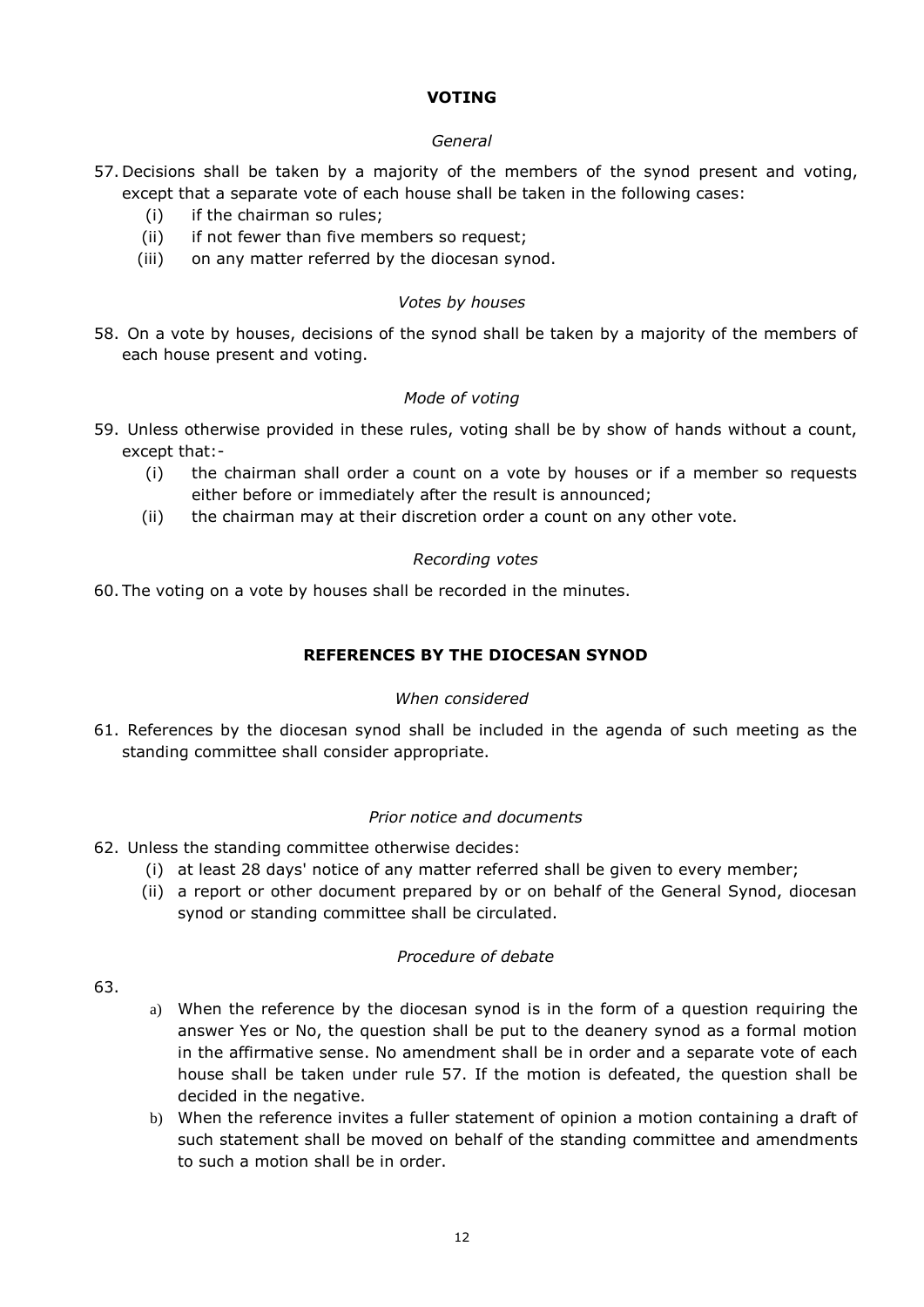## VOTING

*General*

57. Decisions shall be taken by a majority of the members of the synod present and voting, except that a separate vote of each house shall be taken in the following cases:
    (i) if the chairman so rules;
    (ii) if not fewer than five members so request;
    (iii) on any matter referred by the diocesan synod.

*Votes by houses*

58. On a vote by houses, decisions of the synod shall be taken by a majority of the members of each house present and voting.

*Mode of voting*

59. Unless otherwise provided in these rules, voting shall be by show of hands without a count, except that:-
    (i) the chairman shall order a count on a vote by houses or if a member so requests either before or immediately after the result is announced;
    (ii) the chairman may at their discretion order a count on any other vote.

*Recording votes*

60. The voting on a vote by houses shall be recorded in the minutes.

## REFERENCES BY THE DIOCESAN SYNOD

*When considered*

61. References by the diocesan synod shall be included in the agenda of such meeting as the standing committee shall consider appropriate.

*Prior notice and documents*

62. Unless the standing committee otherwise decides:
    (i) at least 28 days' notice of any matter referred shall be given to every member;
    (ii) a report or other document prepared by or on behalf of the General Synod, diocesan synod or standing committee shall be circulated.

*Procedure of debate*

63.
    a) When the reference by the diocesan synod is in the form of a question requiring the answer Yes or No, the question shall be put to the deanery synod as a formal motion in the affirmative sense. No amendment shall be in order and a separate vote of each house shall be taken under rule 57. If the motion is defeated, the question shall be decided in the negative.
    b) When the reference invites a fuller statement of opinion a motion containing a draft of such statement shall be moved on behalf of the standing committee and amendments to such a motion shall be in order.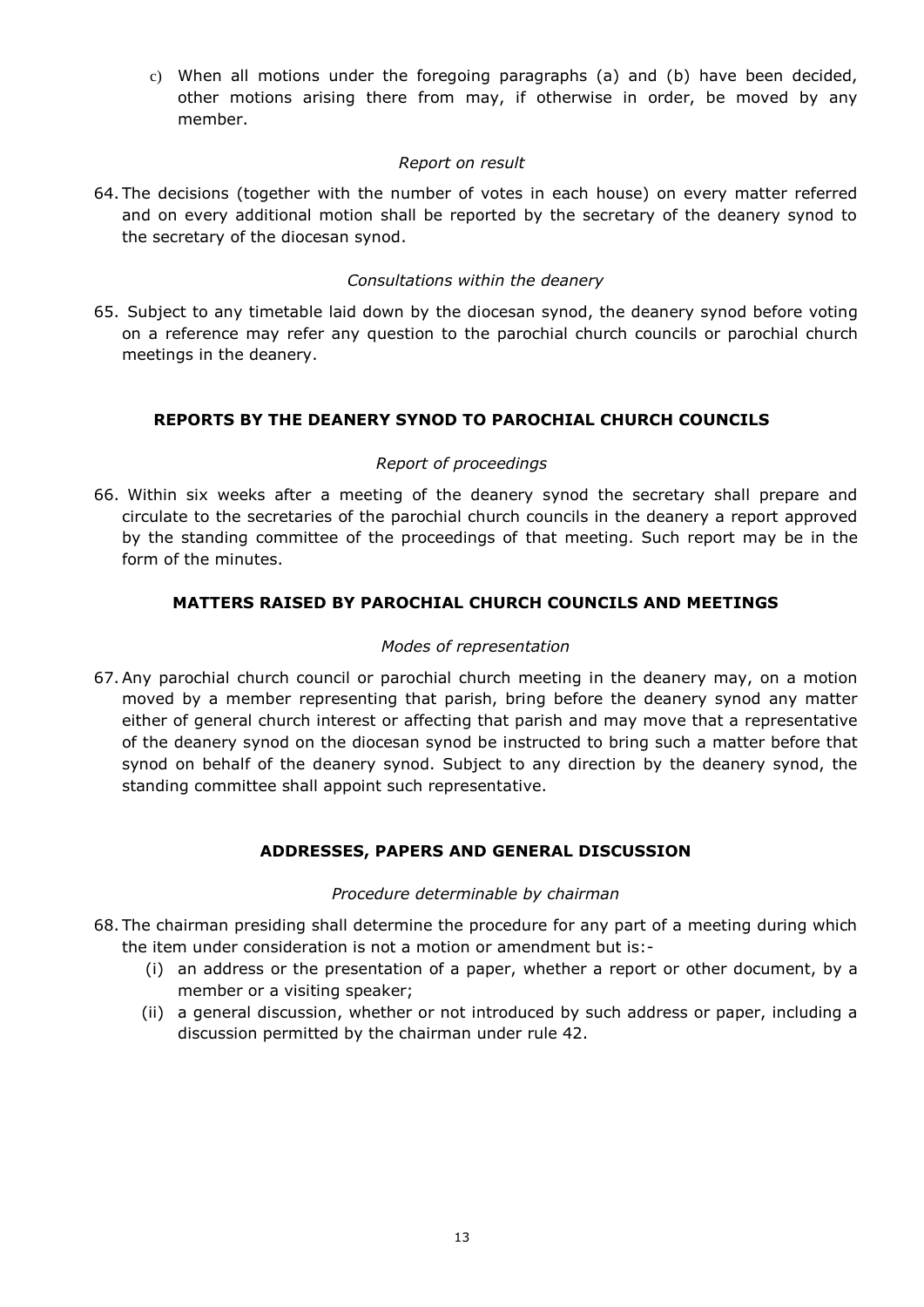c) When all motions under the foregoing paragraphs (a) and (b) have been decided, other motions arising there from may, if otherwise in order, be moved by any member.

*Report on result*

64. The decisions (together with the number of votes in each house) on every matter referred and on every additional motion shall be reported by the secretary of the deanery synod to the secretary of the diocesan synod.

*Consultations within the deanery*

65. Subject to any timetable laid down by the diocesan synod, the deanery synod before voting on a reference may refer any question to the parochial church councils or parochial church meetings in the deanery.

### REPORTS BY THE DEANERY SYNOD TO PAROCHIAL CHURCH COUNCILS

*Report of proceedings*

66. Within six weeks after a meeting of the deanery synod the secretary shall prepare and circulate to the secretaries of the parochial church councils in the deanery a report approved by the standing committee of the proceedings of that meeting. Such report may be in the form of the minutes.

### MATTERS RAISED BY PAROCHIAL CHURCH COUNCILS AND MEETINGS

*Modes of representation*

67. Any parochial church council or parochial church meeting in the deanery may, on a motion moved by a member representing that parish, bring before the deanery synod any matter either of general church interest or affecting that parish and may move that a representative of the deanery synod on the diocesan synod be instructed to bring such a matter before that synod on behalf of the deanery synod. Subject to any direction by the deanery synod, the standing committee shall appoint such representative.

### ADDRESSES, PAPERS AND GENERAL DISCUSSION

*Procedure determinable by chairman*

68. The chairman presiding shall determine the procedure for any part of a meeting during which the item under consideration is not a motion or amendment but is:-
    (i) an address or the presentation of a paper, whether a report or other document, by a member or a visiting speaker;
    (ii) a general discussion, whether or not introduced by such address or paper, including a discussion permitted by the chairman under rule 42.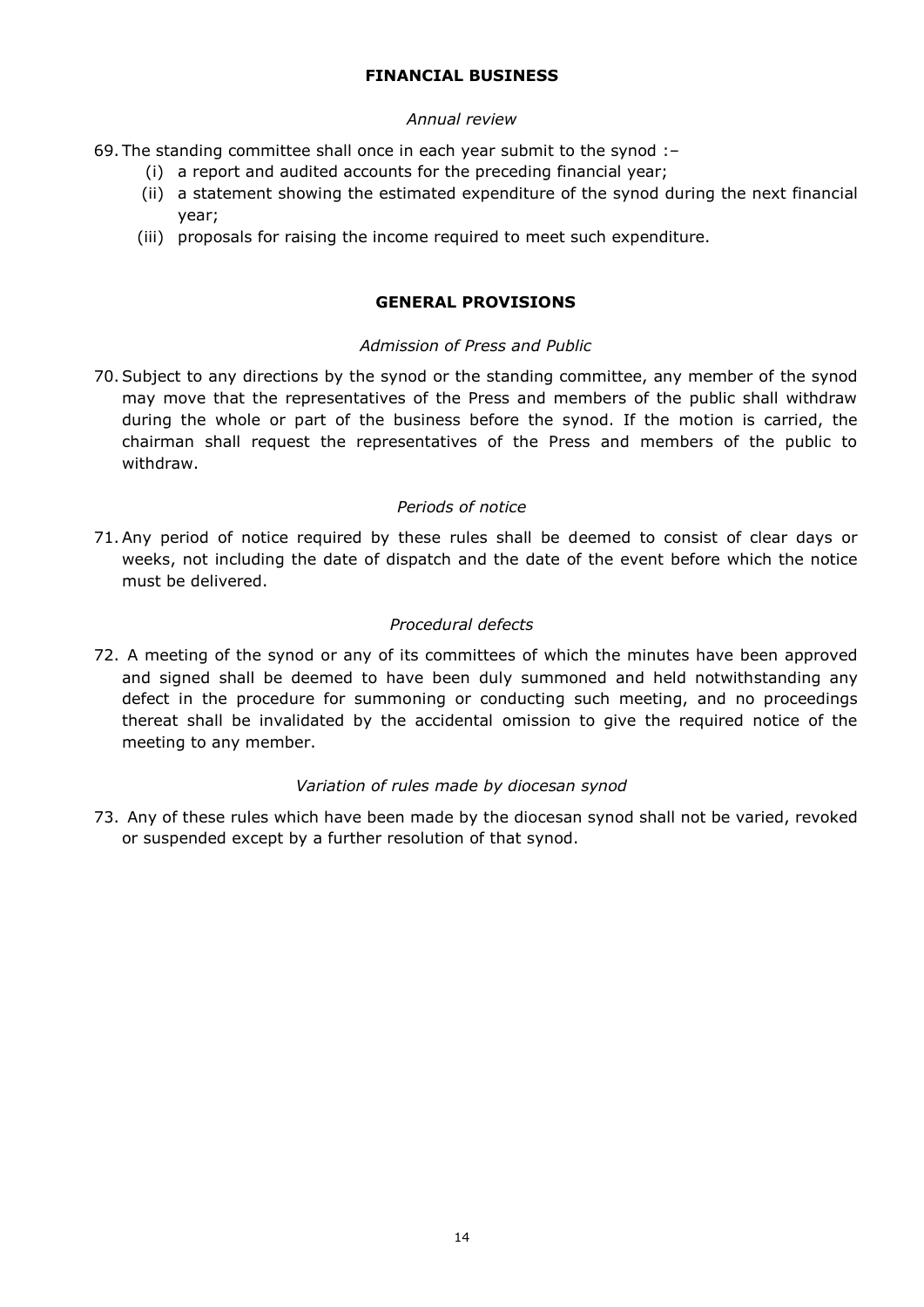## FINANCIAL BUSINESS

*Annual review*

69. The standing committee shall once in each year submit to the synod :–
    (i) a report and audited accounts for the preceding financial year;
    (ii) a statement showing the estimated expenditure of the synod during the next financial year;
    (iii) proposals for raising the income required to meet such expenditure.

## GENERAL PROVISIONS

*Admission of Press and Public*

70. Subject to any directions by the synod or the standing committee, any member of the synod may move that the representatives of the Press and members of the public shall withdraw during the whole or part of the business before the synod. If the motion is carried, the chairman shall request the representatives of the Press and members of the public to withdraw.

*Periods of notice*

71. Any period of notice required by these rules shall be deemed to consist of clear days or weeks, not including the date of dispatch and the date of the event before which the notice must be delivered.

*Procedural defects*

72. A meeting of the synod or any of its committees of which the minutes have been approved and signed shall be deemed to have been duly summoned and held notwithstanding any defect in the procedure for summoning or conducting such meeting, and no proceedings thereat shall be invalidated by the accidental omission to give the required notice of the meeting to any member.

*Variation of rules made by diocesan synod*

73. Any of these rules which have been made by the diocesan synod shall not be varied, revoked or suspended except by a further resolution of that synod.